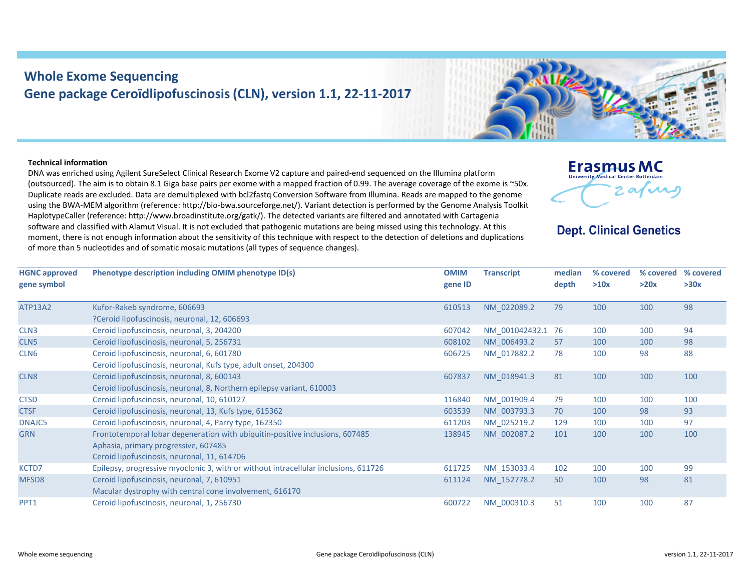# Whole Exome Sequencing
# Gene package Ceroïdlipofuscinosis (CLN), version 1.1, 22-11-2017

Erasmus MC
University Medical Center Rotterdam

**Dept. Clinical Genetics**

**Technical information**

DNA was enriched using Agilent SureSelect Clinical Research Exome V2 capture and paired-end sequenced on the Illumina platform (outsourced). The aim is to obtain 8.1 Giga base pairs per exome with a mapped fraction of 0.99. The average coverage of the exome is ~50x. Duplicate reads are excluded. Data are demultiplexed with bcl2fastq Conversion Software from Illumina. Reads are mapped to the genome using the BWA-MEM algorithm (reference: http://bio-bwa.sourceforge.net/). Variant detection is performed by the Genome Analysis Toolkit HaplotypeCaller (reference: http://www.broadinstitute.org/gatk/). The detected variants are filtered and annotated with Cartagenia software and classified with Alamut Visual. It is not excluded that pathogenic mutations are being missed using this technology. At this moment, there is not enough information about the sensitivity of this technique with respect to the detection of deletions and duplications of more than 5 nucleotides and of somatic mosaic mutations (all types of sequence changes).

| HGNC approved gene symbol | Phenotype description including OMIM phenotype ID(s) | OMIM gene ID | Transcript | median depth | % covered >10x | % covered >20x | % covered >30x |
|---|---|---|---|---|---|---|---|
| ATP13A2 | Kufor-Rakeb syndrome, 606693<br>?Ceroid lipofuscinosis, neuronal, 12, 606693 | 610513 | NM_022089.2 | 79 | 100 | 100 | 98 |
| CLN3 | Ceroid lipofuscinosis, neuronal, 3, 204200 | 607042 | NM_001042432.1 | 76 | 100 | 100 | 94 |
| CLN5 | Ceroid lipofuscinosis, neuronal, 5, 256731 | 608102 | NM_006493.2 | 57 | 100 | 100 | 98 |
| CLN6 | Ceroid lipofuscinosis, neuronal, 6, 601780<br>Ceroid lipofuscinosis, neuronal, Kufs type, adult onset, 204300 | 606725 | NM_017882.2 | 78 | 100 | 98 | 88 |
| CLN8 | Ceroid lipofuscinosis, neuronal, 8, 600143<br>Ceroid lipofuscinosis, neuronal, 8, Northern epilepsy variant, 610003 | 607837 | NM_018941.3 | 81 | 100 | 100 | 100 |
| CTSD | Ceroid lipofuscinosis, neuronal, 10, 610127 | 116840 | NM_001909.4 | 79 | 100 | 100 | 100 |
| CTSF | Ceroid lipofuscinosis, neuronal, 13, Kufs type, 615362 | 603539 | NM_003793.3 | 70 | 100 | 98 | 93 |
| DNAJC5 | Ceroid lipofuscinosis, neuronal, 4, Parry type, 162350 | 611203 | NM_025219.2 | 129 | 100 | 100 | 97 |
| GRN | Frontotemporal lobar degeneration with ubiquitin-positive inclusions, 607485<br>Aphasia, primary progressive, 607485<br>Ceroid lipofuscinosis, neuronal, 11, 614706 | 138945 | NM_002087.2 | 101 | 100 | 100 | 100 |
| KCTD7 | Epilepsy, progressive myoclonic 3, with or without intracellular inclusions, 611726 | 611725 | NM_153033.4 | 102 | 100 | 100 | 99 |
| MFSD8 | Ceroid lipofuscinosis, neuronal, 7, 610951<br>Macular dystrophy with central cone involvement, 616170 | 611124 | NM_152778.2 | 50 | 100 | 98 | 81 |
| PPT1 | Ceroid lipofuscinosis, neuronal, 1, 256730 | 600722 | NM_000310.3 | 51 | 100 | 100 | 87 |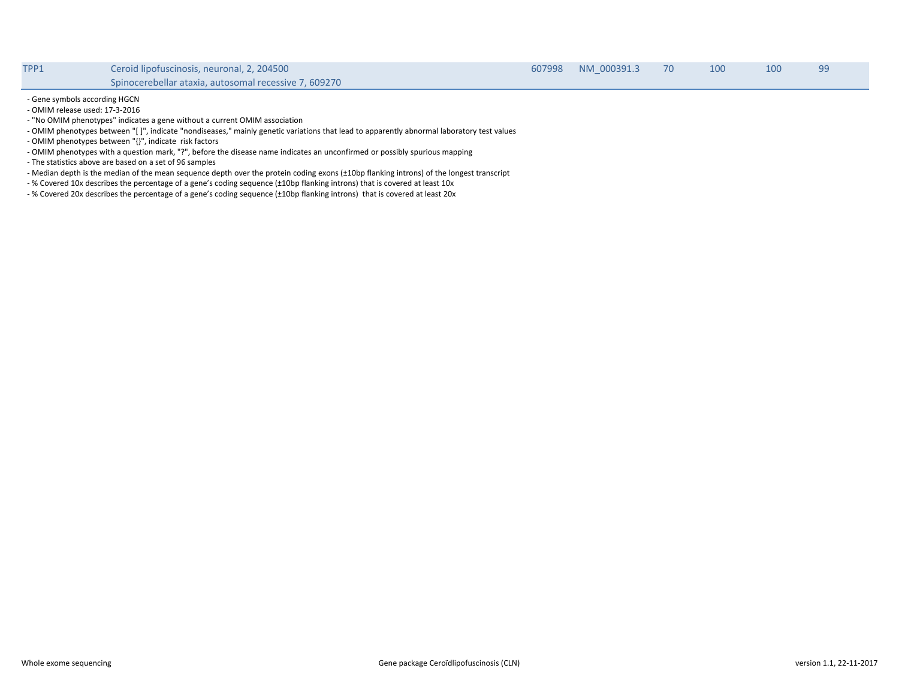| | | | | | | | |
|---|---|---|---|---|---|---|---|
| TPP1 | Ceroid lipofuscinosis, neuronal, 2, 204500<br>Spinocerebellar ataxia, autosomal recessive 7, 609270 | 607998 | NM_000391.3 | 70 | 100 | 100 | 99 |

- Gene symbols according HGCN
- OMIM release used: 17-3-2016
- "No OMIM phenotypes" indicates a gene without a current OMIM association
- OMIM phenotypes between "[ ]", indicate "nondiseases," mainly genetic variations that lead to apparently abnormal laboratory test values
- OMIM phenotypes between "{}", indicate risk factors
- OMIM phenotypes with a question mark, "?", before the disease name indicates an unconfirmed or possibly spurious mapping
- The statistics above are based on a set of 96 samples
- Median depth is the median of the mean sequence depth over the protein coding exons (±10bp flanking introns) of the longest transcript
- % Covered 10x describes the percentage of a gene's coding sequence (±10bp flanking introns) that is covered at least 10x
- % Covered 20x describes the percentage of a gene's coding sequence (±10bp flanking introns) that is covered at least 20x